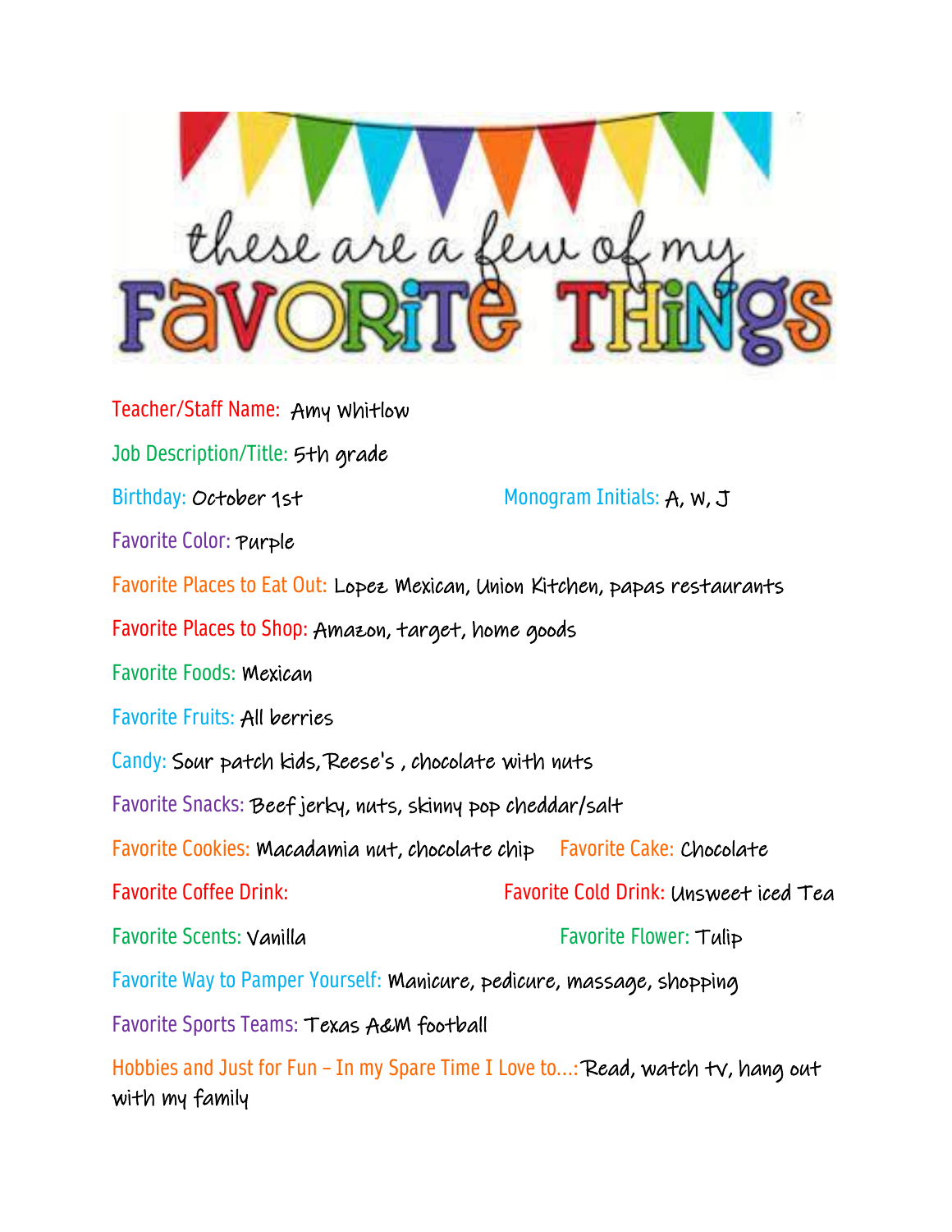# these are a few of my FAVORITE THINGS

Teacher/Staff Name: Amy Whitlow

Job Description/Title: 5th grade

Birthday: October 1st

Monogram Initials: A, W, J

Favorite Color: Purple

Favorite Places to Eat Out: Lopez Mexican, Union Kitchen, papas restaurants

Favorite Places to Shop: Amazon, target, home goods

Favorite Foods: Mexican

Favorite Fruits: All berries

Candy: Sour patch kids, Reese's , chocolate with nuts

Favorite Snacks: Beef jerky, nuts, skinny pop cheddar/salt

Favorite Cookies: Macadamia nut, chocolate chip

Favorite Cake: Chocolate

Favorite Coffee Drink:

Favorite Cold Drink: Unsweet iced Tea

Favorite Scents: Vanilla

Favorite Flower: Tulip

Favorite Way to Pamper Yourself: Manicure, pedicure, massage, shopping

Favorite Sports Teams: Texas A&M football

Hobbies and Just for Fun – In my Spare Time I Love to...: Read, watch tv, hang out with my family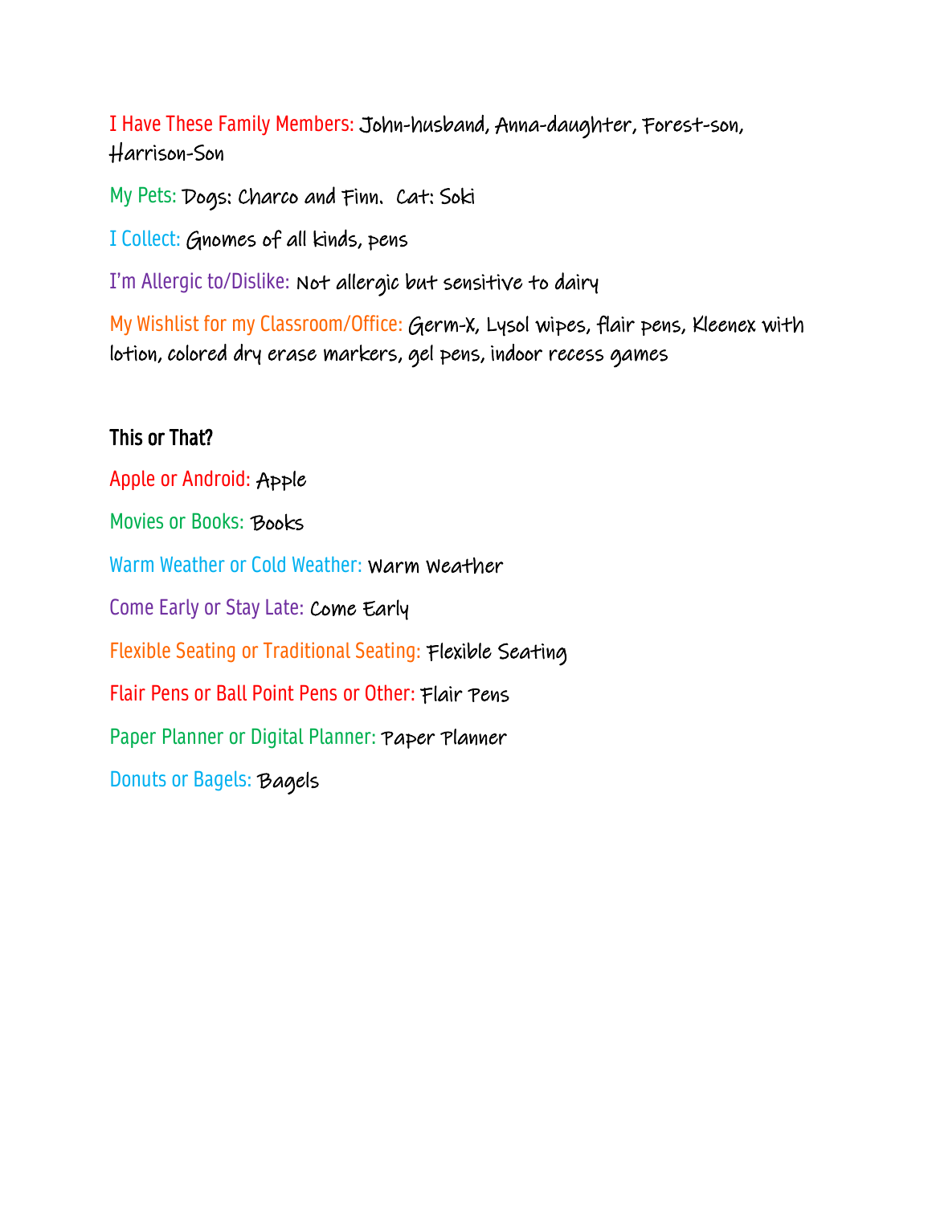I Have These Family Members: John-husband, Anna-daughter, Forest-son, Harrison-Son

My Pets: Dogs: Charco and Finn. Cat: Soki

I Collect: Gnomes of all kinds, pens

I'm Allergic to/Dislike: Not allergic but sensitive to dairy

My Wishlist for my Classroom/Office: Germ-X, Lysol wipes, flair pens, Kleenex with lotion, colored dry erase markers, gel pens, indoor recess games

**This or That?**

Apple or Android: Apple

Movies or Books: Books

Warm Weather or Cold Weather: Warm Weather

Come Early or Stay Late: Come Early

Flexible Seating or Traditional Seating: Flexible Seating

Flair Pens or Ball Point Pens or Other: Flair Pens

Paper Planner or Digital Planner: Paper Planner

Donuts or Bagels: Bagels